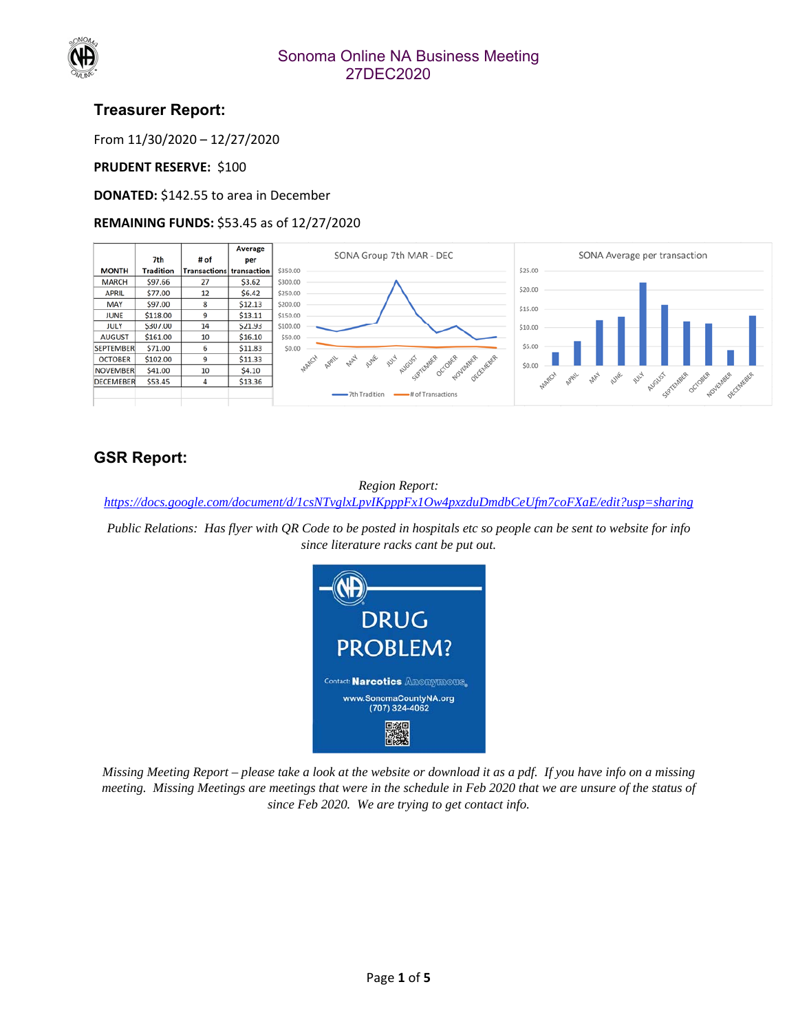# Sonoma Online NA Business Meeting
27DEC2020

## Treasurer Report:

From 11/30/2020 – 12/27/2020

**PRUDENT RESERVE:** $100

**DONATED:** $142.55 to area in December

**REMAINING FUNDS:** $53.45 as of 12/27/2020

| MONTH | 7th Tradition | # of Transactions | Average per transaction |
|---|---|---|---|
| MARCH | $97.66 | 27 | $3.62 |
| APRIL | $77.00 | 12 | $6.42 |
| MAY | $97.00 | 8 | $12.13 |
| JUNE | $118.00 | 9 | $13.11 |
| JULY | $307.00 | 14 | $21.93 |
| AUGUST | $161.00 | 10 | $16.10 |
| SEPTEMBER | $71.00 | 6 | $11.83 |
| OCTOBER | $102.00 | 9 | $11.33 |
| NOVEMBER | $41.00 | 10 | $4.10 |
| DECEMEBER | $53.45 | 4 | $13.36 |

## GSR Report:

*Region Report:*
*https://docs.google.com/document/d/1csNTvglxLpvIKpppFx1Ow4pxzduDmdbCeUfm7coFXaE/edit?usp=sharing*

*Public Relations: Has flyer with QR Code to be posted in hospitals etc so people can be sent to website for info since literature racks cant be put out.*

*Missing Meeting Report – please take a look at the website or download it as a pdf. If you have info on a missing meeting. Missing Meetings are meetings that were in the schedule in Feb 2020 that we are unsure of the status of since Feb 2020. We are trying to get contact info.*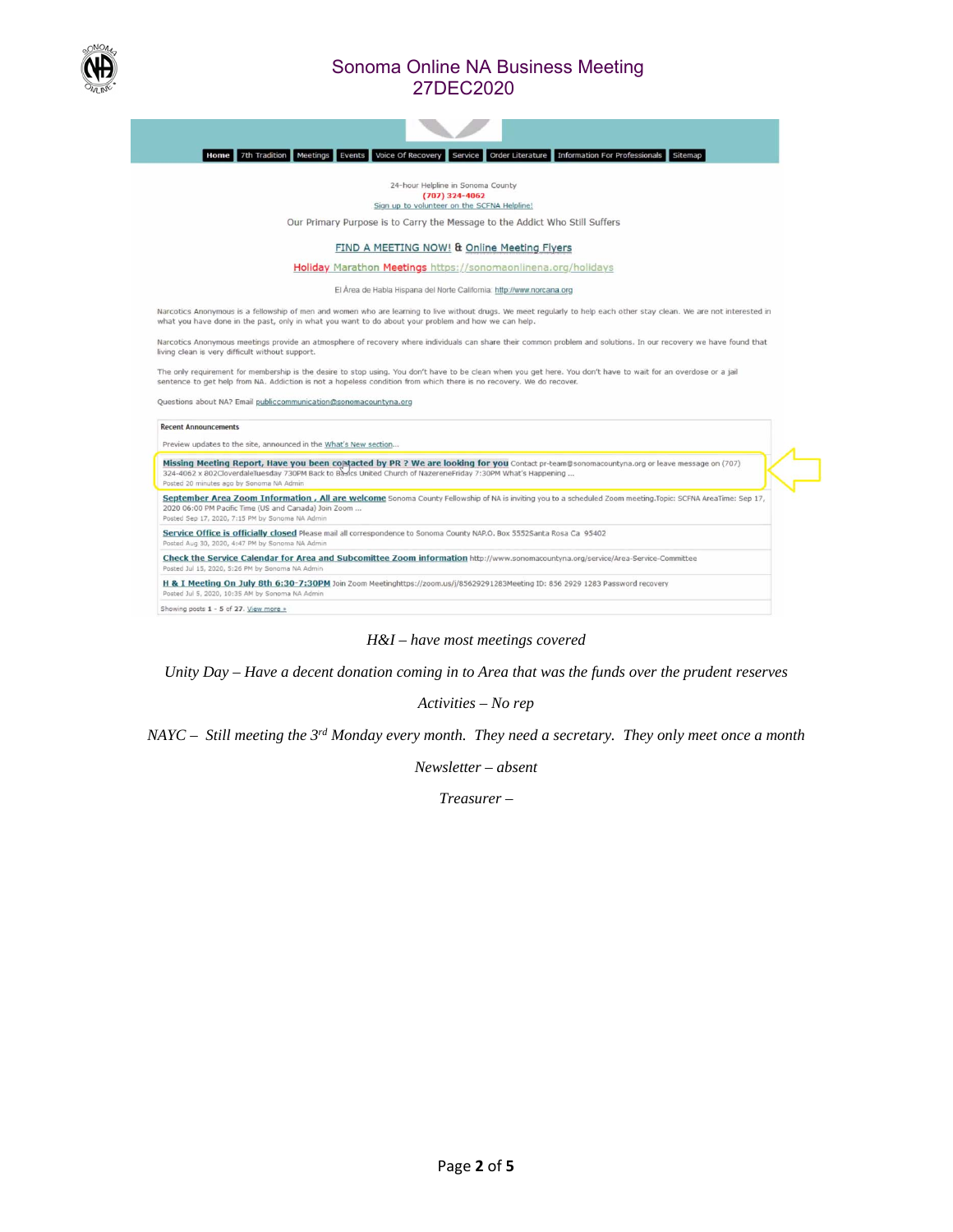Home | 7th Tradition | Meetings | Events | Voice Of Recovery | Service | Order Literature | Information For Professionals | Sitemap

24-hour Helpline in Sonoma County
(707) 324-4062
Sign up to volunteer on the SCFNA Helpline!

Our Primary Purpose is to Carry the Message to the Addict Who Still Suffers

FIND A MEETING NOW! & Online Meeting Flyers

Holiday Marathon Meetings https://sonomaonlinena.org/holidays

El Área de Habla Hispana del Norte California. http://www.norcana.org

Narcotics Anonymous is a fellowship of men and women who are learning to live without drugs. We meet regularly to help each other stay clean. We are not interested in what you have done in the past, only in what you want to do about your problem and how we can help.

Narcotics Anonymous meetings provide an atmosphere of recovery where individuals can share their common problem and solutions. In our recovery we have found that living clean is very difficult without support.

The only requirement for membership is the desire to stop using. You don't have to be clean when you get here. You don't have to wait for an overdose or a jail sentence to get help from NA. Addiction is not a hopeless condition from which there is no recovery. We do recover.

Questions about NA? Email publiccommunication@sonomacountyna.org

**Recent Announcements**

Preview updates to the site, announced in the What's New section...

**Missing Meeting Report, Have you been contacted by PR ? We are looking for you** Contact pr-team@sonomacountyna.org or leave message on (707) 324-4062 x 802CloverdaleTuesday 730PM Back to Basics United Church of NazereneFriday 7:30PM What's Happening ...
Posted 20 minutes ago by Sonoma NA Admin

**September Area Zoom Information , All are welcome** Sonoma County Fellowship of NA is inviting you to a scheduled Zoom meeting.Topic: SCFNA AreaTime: Sep 17, 2020 06:00 PM Pacific Time (US and Canada) Join Zoom ...
Posted Sep 17, 2020, 7:15 PM by Sonoma NA Admin

**Service Office is officially closed** Please mail all correspondence to Sonoma County NAP.O. Box 5552Santa Rosa Ca 95402
Posted Aug 30, 2020, 4:47 PM by Sonoma NA Admin

**Check the Service Calendar for Area and Subcomittee Zoom information** http://www.sonomacountyna.org/service/Area-Service-Committee
Posted Jul 15, 2020, 5:26 PM by Sonoma NA Admin

**H & I Meeting On July 8th 6:30-7:30PM** Join Zoom Meetinghttps://zoom.us/j/85629291283Meeting ID: 856 2929 1283 Password recovery
Posted Jul 5, 2020, 10:35 AM by Sonoma NA Admin

Showing posts 1 - 5 of 27. View more »

*H&I – have most meetings covered*

*Unity Day – Have a decent donation coming in to Area that was the funds over the prudent reserves*

*Activities – No rep*

*NAYC – Still meeting the 3rd Monday every month. They need a secretary. They only meet once a month*

*Newsletter – absent*

*Treasurer –*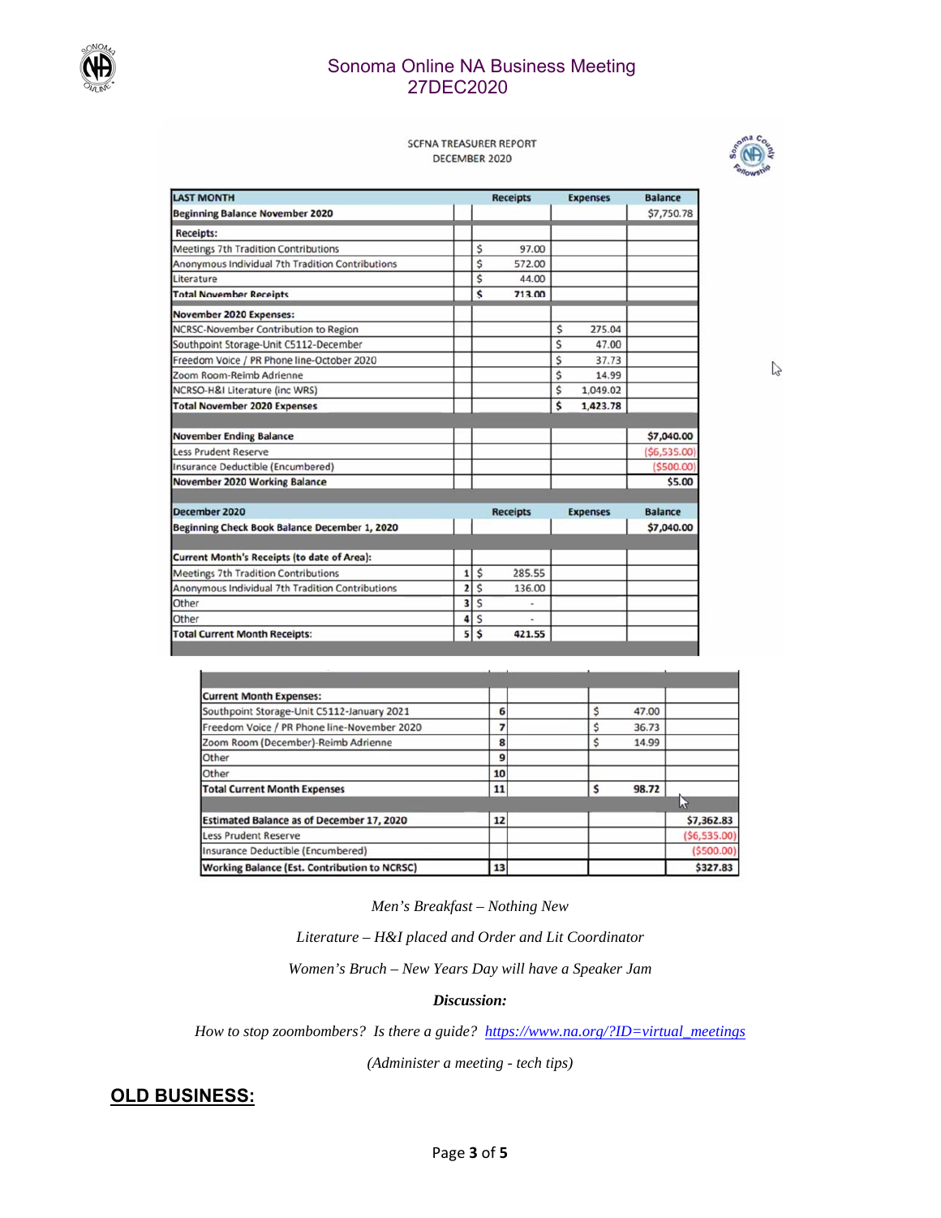# Sonoma Online NA Business Meeting
## 27DEC2020

SCFNA TREASURER REPORT
DECEMBER 2020

| LAST MONTH | | Receipts | Expenses | Balance |
|---|---|---|---|---|
| **Beginning Balance November 2020** | | | | $7,750.78 |
| **Receipts:** | | | | |
| Meetings 7th Tradition Contributions | | $ 97.00 | | |
| Anonymous Individual 7th Tradition Contributions | | $ 572.00 | | |
| Literature | | $ 44.00 | | |
| **Total November Receipts** | | **$ 713.00** | | |
| **November 2020 Expenses:** | | | | |
| NCRSC-November Contribution to Region | | | $ 275.04 | |
| Southpoint Storage-Unit C5112-December | | | $ 47.00 | |
| Freedom Voice / PR Phone line-October 2020 | | | $ 37.73 | |
| Zoom Room-Reimb Adrienne | | | $ 14.99 | |
| NCRSO-H&I Literature (inc WRS) | | | $ 1,049.02 | |
| **Total November 2020 Expenses** | | | **$ 1,423.78** | |
| **November Ending Balance** | | | | **$7,040.00** |
| Less Prudent Reserve | | | | ($6,535.00) |
| Insurance Deductible (Encumbered) | | | | ($500.00) |
| **November 2020 Working Balance** | | | | **$5.00** |
| **December 2020** | | **Receipts** | **Expenses** | **Balance** |
| **Beginning Check Book Balance December 1, 2020** | | | | **$7,040.00** |
| **Current Month's Receipts (to date of Area):** | | | | |
| Meetings 7th Tradition Contributions | 1 | $ 285.55 | | |
| Anonymous Individual 7th Tradition Contributions | 2 | $ 136.00 | | |
| Other | 3 | $ - | | |
| Other | 4 | $ - | | |
| **Total Current Month Receipts:** | 5 | **$ 421.55** | | |
| **Current Month Expenses:** | | | | |
| Southpoint Storage-Unit C5112-January 2021 | 6 | | $ 47.00 | |
| Freedom Voice / PR Phone line-November 2020 | 7 | | $ 36.73 | |
| Zoom Room (December)-Reimb Adrienne | 8 | | $ 14.99 | |
| Other | 9 | | | |
| Other | 10 | | | |
| **Total Current Month Expenses** | 11 | | **$ 98.72** | |
| **Estimated Balance as of December 17, 2020** | 12 | | | $7,362.83 |
| Less Prudent Reserve | | | | ($6,535.00) |
| Insurance Deductible (Encumbered) | | | | ($500.00) |
| **Working Balance (Est. Contribution to NCRSC)** | 13 | | | **$327.83** |

*Men's Breakfast – Nothing New*

*Literature – H&I placed and Order and Lit Coordinator*

*Women's Bruch – New Years Day will have a Speaker Jam*

***Discussion:***

*How to stop zoombombers? Is there a guide? [https://www.na.org/?ID=virtual_meetings](https://www.na.org/?ID=virtual_meetings)*

*(Administer a meeting - tech tips)*

## OLD BUSINESS: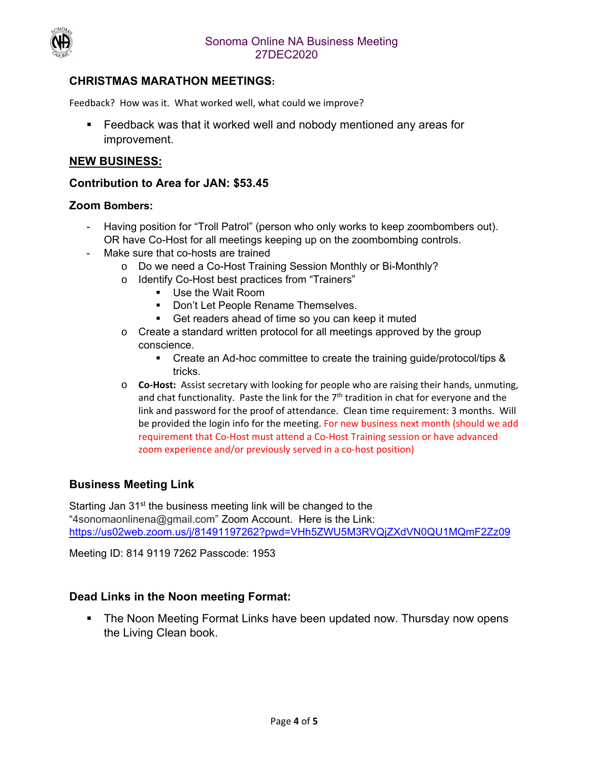### CHRISTMAS MARATHON MEETINGS:

Feedback? How was it. What worked well, what could we improve?

- Feedback was that it worked well and nobody mentioned any areas for improvement.

## NEW BUSINESS:

### Contribution to Area for JAN: $53.45

### Zoom Bombers:

- Having position for "Troll Patrol" (person who only works to keep zoombombers out). OR have Co-Host for all meetings keeping up on the zoombombing controls.
- Make sure that co-hosts are trained
  - Do we need a Co-Host Training Session Monthly or Bi-Monthly?
  - Identify Co-Host best practices from "Trainers"
    - Use the Wait Room
    - Don't Let People Rename Themselves.
    - Get readers ahead of time so you can keep it muted
  - Create a standard written protocol for all meetings approved by the group conscience.
    - Create an Ad-hoc committee to create the training guide/protocol/tips & tricks.
  - **Co-Host:** Assist secretary with looking for people who are raising their hands, unmuting, and chat functionality. Paste the link for the 7th tradition in chat for everyone and the link and password for the proof of attendance. Clean time requirement: 3 months. Will be provided the login info for the meeting. For new business next month (should we add requirement that Co-Host must attend a Co-Host Training session or have advanced zoom experience and/or previously served in a co-host position)

### Business Meeting Link

Starting Jan 31st the business meeting link will be changed to the "4sonomaonlinena@gmail.com" Zoom Account. Here is the Link:
https://us02web.zoom.us/j/81491197262?pwd=VHh5ZWU5M3RVQjZXdVN0QU1MQmF2Zz09

Meeting ID: 814 9119 7262 Passcode: 1953

### Dead Links in the Noon meeting Format:

- The Noon Meeting Format Links have been updated now. Thursday now opens the Living Clean book.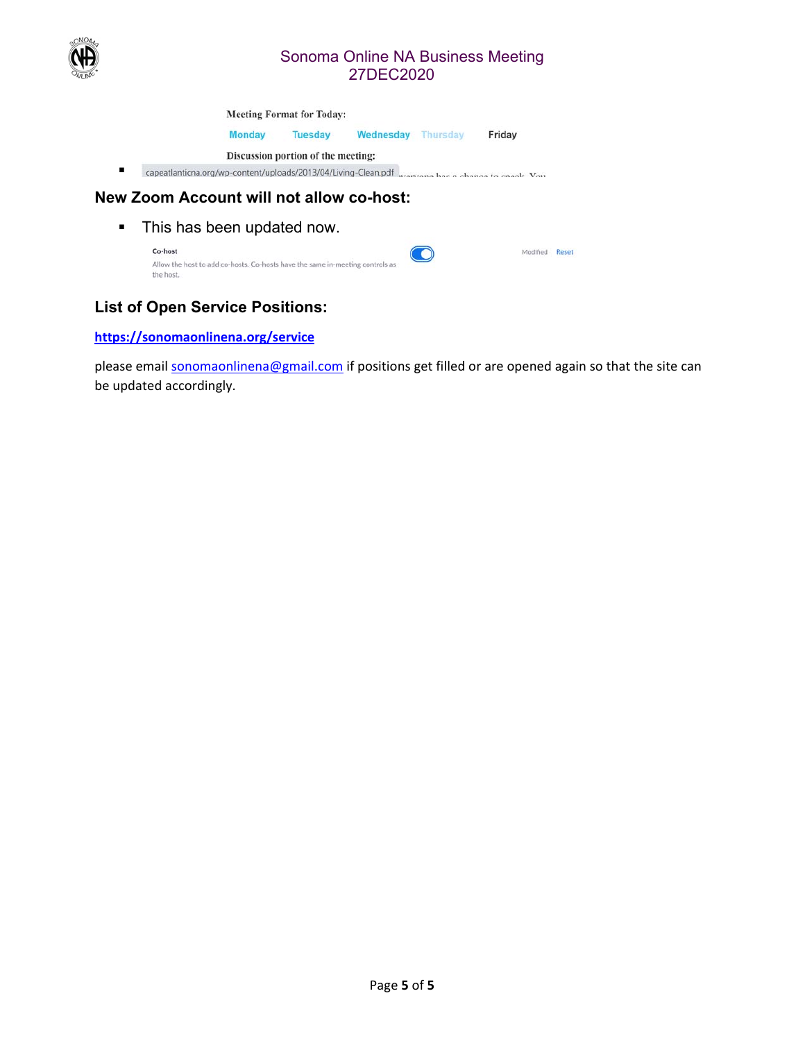Meeting Format for Today:

Monday Tuesday Wednesday Thursday Friday

Discussion portion of the meeting:

- capeatlanticna.org/wp-content/uploads/2013/04/Living-Clean.pdf

## New Zoom Account will not allow co-host:

- This has been updated now.

Co-host
Allow the host to add co-hosts. Co-hosts have the same in-meeting controls as the host.

Modified Reset

## List of Open Service Positions:

**https://sonomaonlinena.org/service**

please email sonomaonlinena@gmail.com if positions get filled or are opened again so that the site can be updated accordingly.